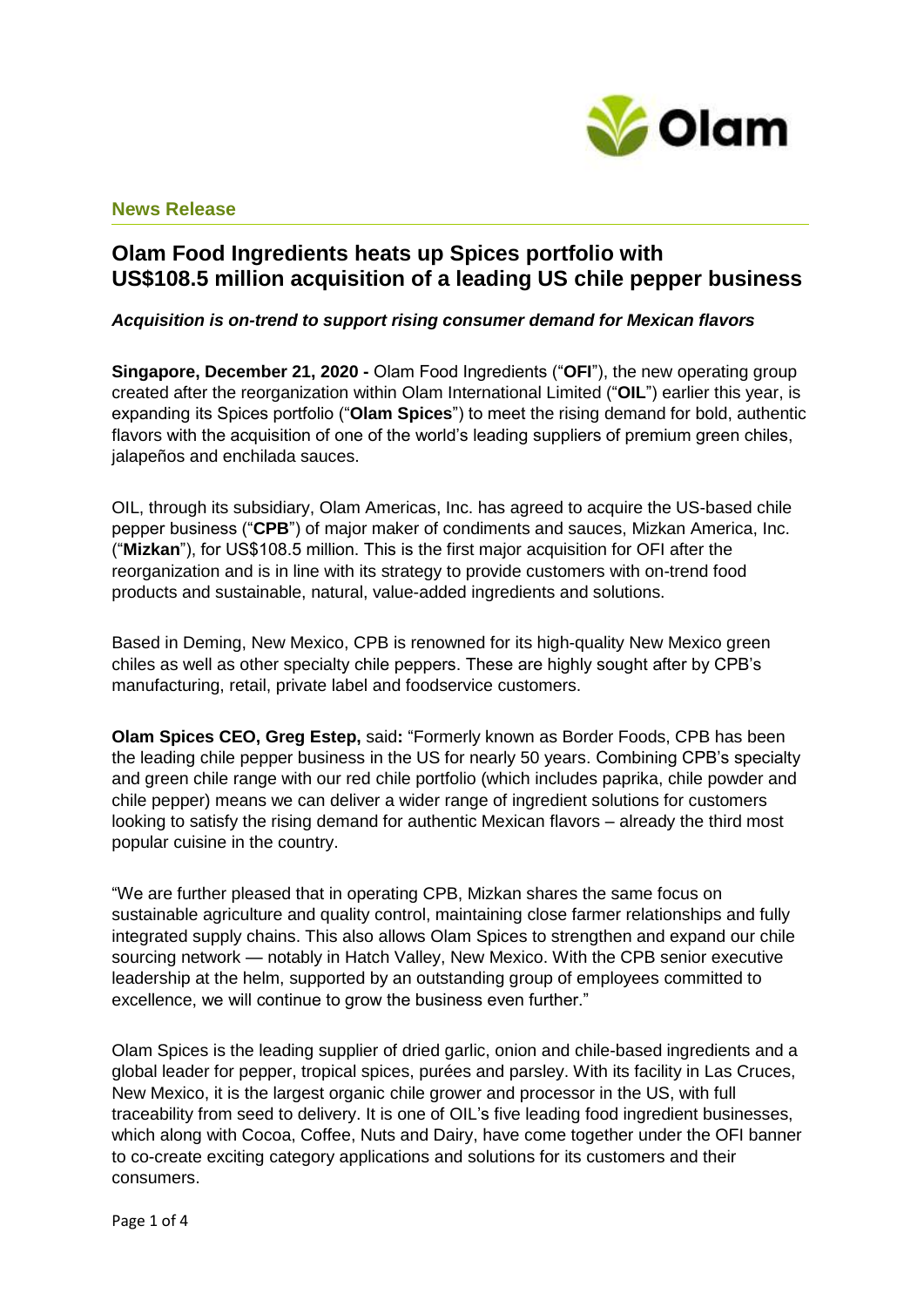**News Release**

# Olam Food Ingredients heats up Spices portfolio with US$108.5 million acquisition of a leading US chile pepper business

***Acquisition is on-trend to support rising consumer demand for Mexican flavors***

**Singapore, December 21, 2020 -** Olam Food Ingredients ("**OFI**"), the new operating group created after the reorganization within Olam International Limited ("**OIL**") earlier this year, is expanding its Spices portfolio ("**Olam Spices**") to meet the rising demand for bold, authentic flavors with the acquisition of one of the world's leading suppliers of premium green chiles, jalapeños and enchilada sauces.

OIL, through its subsidiary, Olam Americas, Inc. has agreed to acquire the US-based chile pepper business ("**CPB**") of major maker of condiments and sauces, Mizkan America, Inc. ("**Mizkan**"), for US$108.5 million. This is the first major acquisition for OFI after the reorganization and is in line with its strategy to provide customers with on-trend food products and sustainable, natural, value-added ingredients and solutions.

Based in Deming, New Mexico, CPB is renowned for its high-quality New Mexico green chiles as well as other specialty chile peppers. These are highly sought after by CPB's manufacturing, retail, private label and foodservice customers.

**Olam Spices CEO, Greg Estep,** said**:** "Formerly known as Border Foods, CPB has been the leading chile pepper business in the US for nearly 50 years. Combining CPB's specialty and green chile range with our red chile portfolio (which includes paprika, chile powder and chile pepper) means we can deliver a wider range of ingredient solutions for customers looking to satisfy the rising demand for authentic Mexican flavors – already the third most popular cuisine in the country.

"We are further pleased that in operating CPB, Mizkan shares the same focus on sustainable agriculture and quality control, maintaining close farmer relationships and fully integrated supply chains. This also allows Olam Spices to strengthen and expand our chile sourcing network — notably in Hatch Valley, New Mexico. With the CPB senior executive leadership at the helm, supported by an outstanding group of employees committed to excellence, we will continue to grow the business even further."

Olam Spices is the leading supplier of dried garlic, onion and chile-based ingredients and a global leader for pepper, tropical spices, purées and parsley. With its facility in Las Cruces, New Mexico, it is the largest organic chile grower and processor in the US, with full traceability from seed to delivery. It is one of OIL's five leading food ingredient businesses, which along with Cocoa, Coffee, Nuts and Dairy, have come together under the OFI banner to co-create exciting category applications and solutions for its customers and their consumers.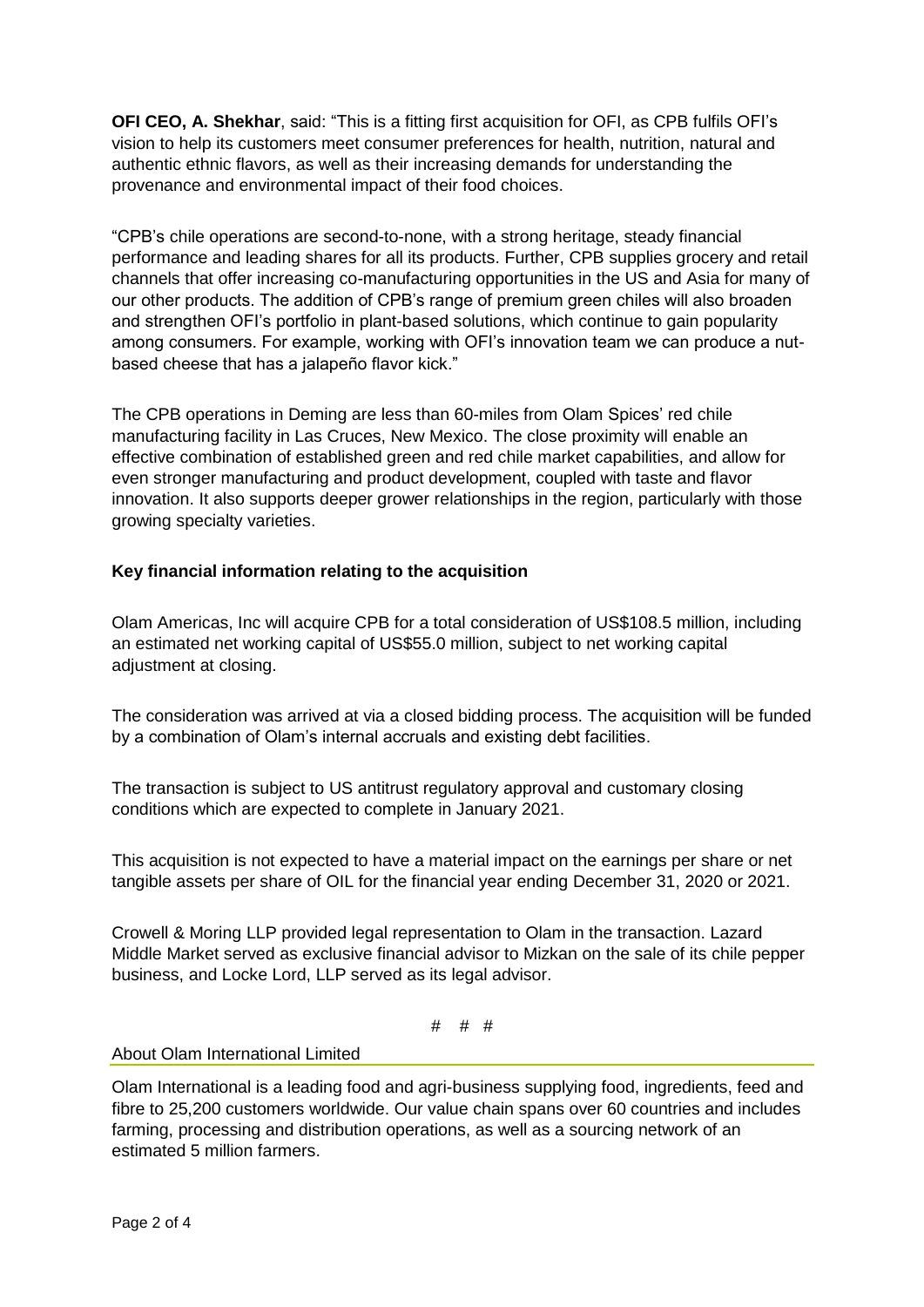**OFI CEO, A. Shekhar**, said: "This is a fitting first acquisition for OFI, as CPB fulfils OFI's vision to help its customers meet consumer preferences for health, nutrition, natural and authentic ethnic flavors, as well as their increasing demands for understanding the provenance and environmental impact of their food choices.

"CPB's chile operations are second-to-none, with a strong heritage, steady financial performance and leading shares for all its products. Further, CPB supplies grocery and retail channels that offer increasing co-manufacturing opportunities in the US and Asia for many of our other products. The addition of CPB's range of premium green chiles will also broaden and strengthen OFI's portfolio in plant-based solutions, which continue to gain popularity among consumers. For example, working with OFI's innovation team we can produce a nut-based cheese that has a jalapeño flavor kick."

The CPB operations in Deming are less than 60-miles from Olam Spices' red chile manufacturing facility in Las Cruces, New Mexico. The close proximity will enable an effective combination of established green and red chile market capabilities, and allow for even stronger manufacturing and product development, coupled with taste and flavor innovation. It also supports deeper grower relationships in the region, particularly with those growing specialty varieties.

**Key financial information relating to the acquisition**

Olam Americas, Inc will acquire CPB for a total consideration of US$108.5 million, including an estimated net working capital of US$55.0 million, subject to net working capital adjustment at closing.

The consideration was arrived at via a closed bidding process. The acquisition will be funded by a combination of Olam's internal accruals and existing debt facilities.

The transaction is subject to US antitrust regulatory approval and customary closing conditions which are expected to complete in January 2021.

This acquisition is not expected to have a material impact on the earnings per share or net tangible assets per share of OIL for the financial year ending December 31, 2020 or 2021.

Crowell & Moring LLP provided legal representation to Olam in the transaction. Lazard Middle Market served as exclusive financial advisor to Mizkan on the sale of its chile pepper business, and Locke Lord, LLP served as its legal advisor.

# # #

About Olam International Limited

Olam International is a leading food and agri-business supplying food, ingredients, feed and fibre to 25,200 customers worldwide. Our value chain spans over 60 countries and includes farming, processing and distribution operations, as well as a sourcing network of an estimated 5 million farmers.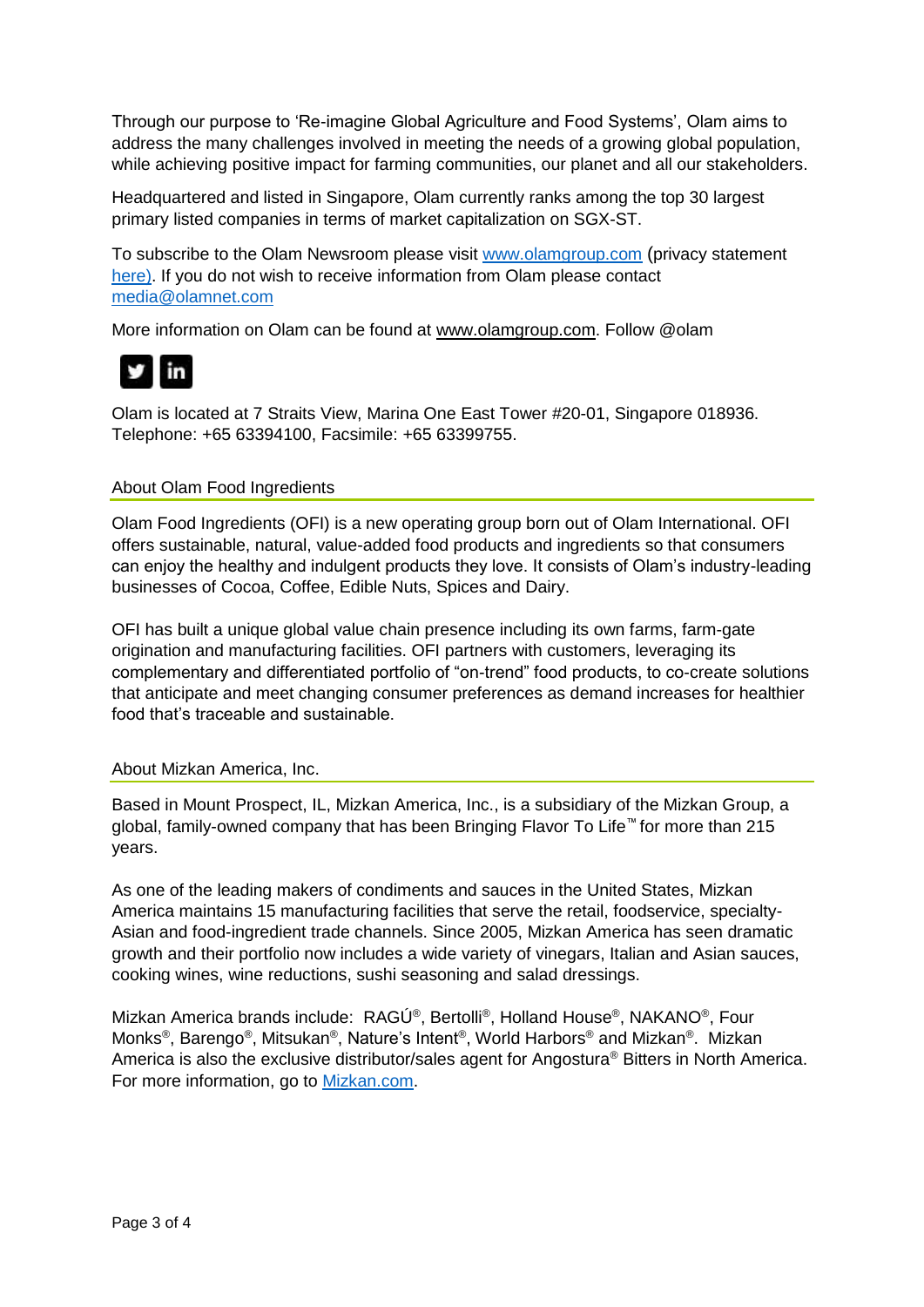Through our purpose to 'Re-imagine Global Agriculture and Food Systems', Olam aims to address the many challenges involved in meeting the needs of a growing global population, while achieving positive impact for farming communities, our planet and all our stakeholders.

Headquartered and listed in Singapore, Olam currently ranks among the top 30 largest primary listed companies in terms of market capitalization on SGX-ST.

To subscribe to the Olam Newsroom please visit [www.olamgroup.com](www.olamgroup.com) (privacy statement here). If you do not wish to receive information from Olam please contact [media@olamnet.com](mailto:media@olamnet.com)

More information on Olam can be found at www.olamgroup.com. Follow @olam

Olam is located at 7 Straits View, Marina One East Tower #20-01, Singapore 018936. Telephone: +65 63394100, Facsimile: +65 63399755.

## About Olam Food Ingredients

Olam Food Ingredients (OFI) is a new operating group born out of Olam International. OFI offers sustainable, natural, value-added food products and ingredients so that consumers can enjoy the healthy and indulgent products they love. It consists of Olam's industry-leading businesses of Cocoa, Coffee, Edible Nuts, Spices and Dairy.

OFI has built a unique global value chain presence including its own farms, farm-gate origination and manufacturing facilities. OFI partners with customers, leveraging its complementary and differentiated portfolio of "on-trend" food products, to co-create solutions that anticipate and meet changing consumer preferences as demand increases for healthier food that's traceable and sustainable.

## About Mizkan America, Inc.

Based in Mount Prospect, IL, Mizkan America, Inc., is a subsidiary of the Mizkan Group, a global, family-owned company that has been Bringing Flavor To Life™ for more than 215 years.

As one of the leading makers of condiments and sauces in the United States, Mizkan America maintains 15 manufacturing facilities that serve the retail, foodservice, specialty-Asian and food-ingredient trade channels. Since 2005, Mizkan America has seen dramatic growth and their portfolio now includes a wide variety of vinegars, Italian and Asian sauces, cooking wines, wine reductions, sushi seasoning and salad dressings.

Mizkan America brands include: RAGÚ®, Bertolli®, Holland House®, NAKANO®, Four Monks®, Barengo®, Mitsukan®, Nature's Intent®, World Harbors® and Mizkan®. Mizkan America is also the exclusive distributor/sales agent for Angostura® Bitters in North America. For more information, go to [Mizkan.com](Mizkan.com).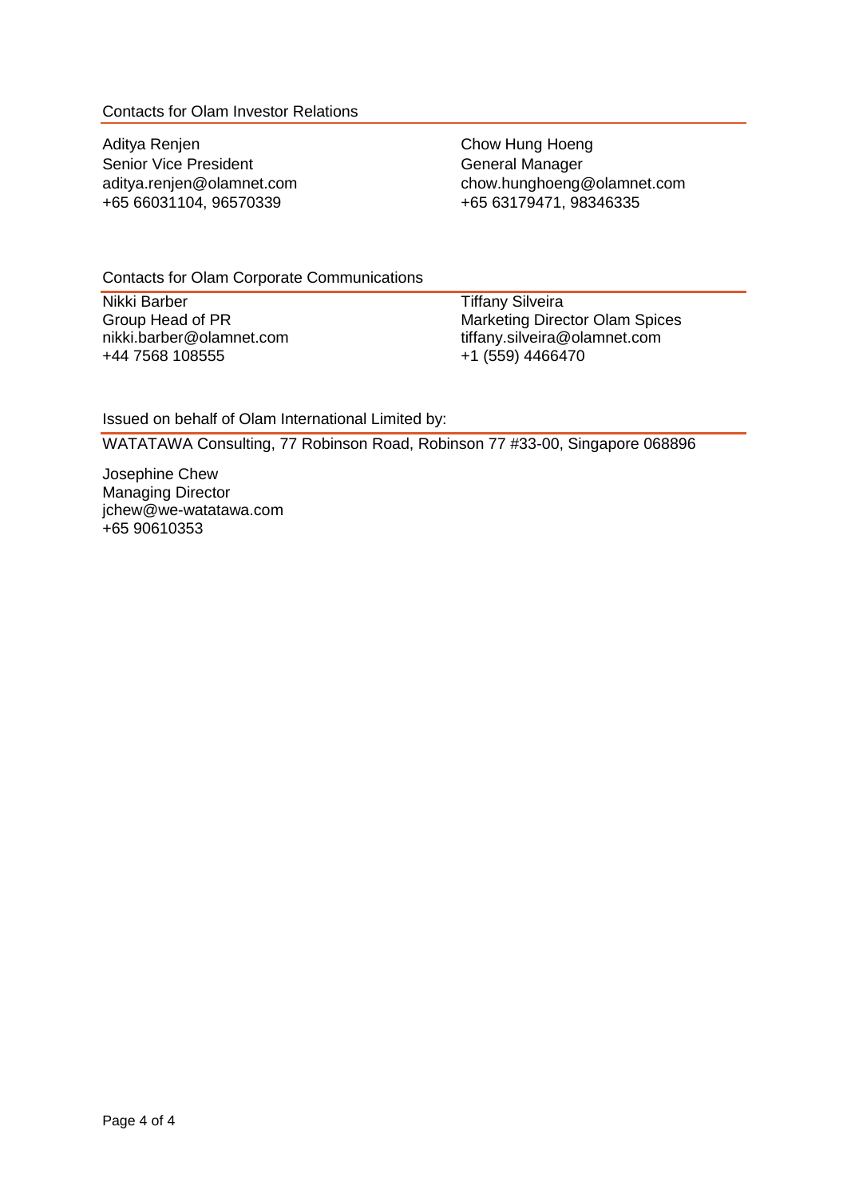Contacts for Olam Investor Relations

Aditya Renjen
Senior Vice President
aditya.renjen@olamnet.com
+65 66031104, 96570339

Chow Hung Hoeng
General Manager
chow.hunghoeng@olamnet.com
+65 63179471, 98346335

Contacts for Olam Corporate Communications

Nikki Barber
Group Head of PR
nikki.barber@olamnet.com
+44 7568 108555

Tiffany Silveira
Marketing Director Olam Spices
tiffany.silveira@olamnet.com
+1 (559) 4466470

Issued on behalf of Olam International Limited by:

WATATAWA Consulting, 77 Robinson Road, Robinson 77 #33-00, Singapore 068896

Josephine Chew
Managing Director
jchew@we-watatawa.com
+65 90610353